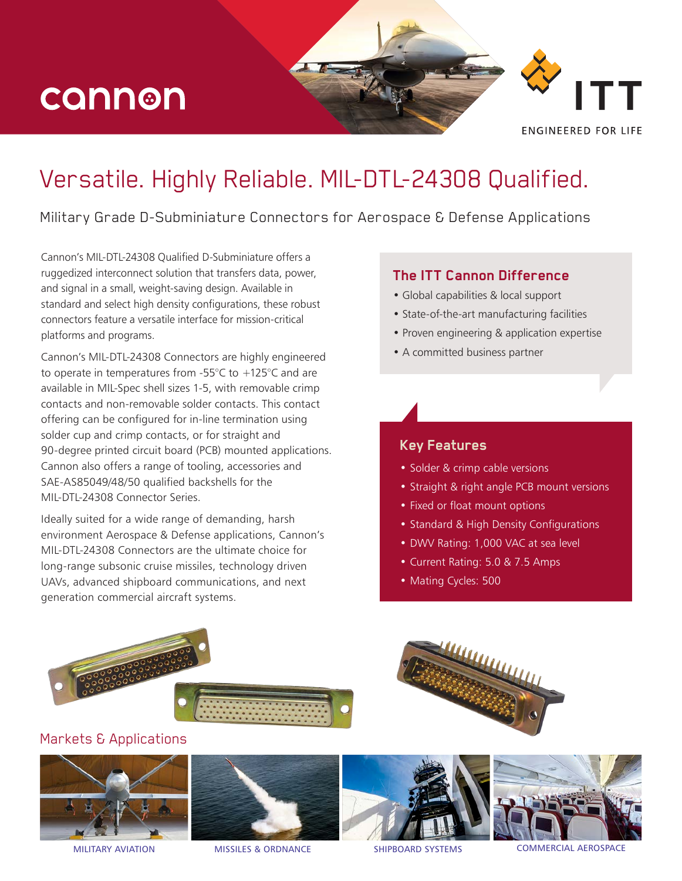cannon

ITT

ENGINEERED FOR LIFE

# Versatile. Highly Reliable. MIL-DTL-24308 Qualified.

## Military Grade D-Subminiature Connectors for Aerospace & Defense Applications

Cannon's MIL-DTL-24308 Qualified D-Subminiature offers a ruggedized interconnect solution that transfers data, power, and signal in a small, weight-saving design. Available in standard and select high density configurations, these robust connectors feature a versatile interface for mission-critical platforms and programs.

Cannon's MIL-DTL-24308 Connectors are highly engineered to operate in temperatures from -55°C to +125°C and are available in MIL-Spec shell sizes 1-5, with removable crimp contacts and non-removable solder contacts. This contact offering can be configured for in-line termination using solder cup and crimp contacts, or for straight and 90-degree printed circuit board (PCB) mounted applications. Cannon also offers a range of tooling, accessories and SAE-AS85049/48/50 qualified backshells for the MIL-DTL-24308 Connector Series.

Ideally suited for a wide range of demanding, harsh environment Aerospace & Defense applications, Cannon's MIL-DTL-24308 Connectors are the ultimate choice for long-range subsonic cruise missiles, technology driven UAVs, advanced shipboard communications, and next generation commercial aircraft systems.

### The ITT Cannon Difference

- Global capabilities & local support
- State-of-the-art manufacturing facilities
- Proven engineering & application expertise
- A committed business partner

### Key Features

- Solder & crimp cable versions
- Straight & right angle PCB mount versions
- Fixed or float mount options
- Standard & High Density Configurations
- DWV Rating: 1,000 VAC at sea level
- Current Rating: 5.0 & 7.5 Amps
- Mating Cycles: 500

## Markets & Applications

MILITARY AVIATION

MISSILES & ORDNANCE

SHIPBOARD SYSTEMS

COMMERCIAL AEROSPACE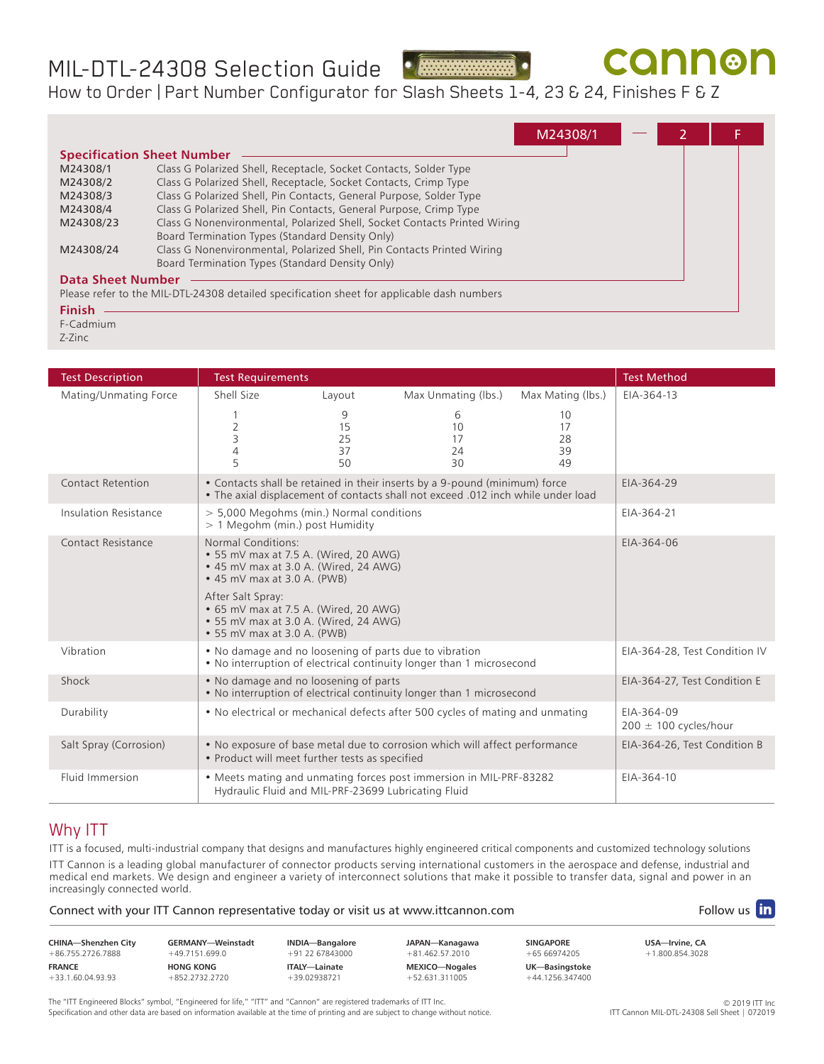# MIL-DTL-24308 Selection Guide

How to Order | Part Number Configurator for Slash Sheets 1-4, 23 & 24, Finishes F & Z

| M24308/1 | — | 2 | F |
|---|---|---|---|

**Specification Sheet Number**

| | |
|---|---|
| M24308/1 | Class G Polarized Shell, Receptacle, Socket Contacts, Solder Type |
| M24308/2 | Class G Polarized Shell, Receptacle, Socket Contacts, Crimp Type |
| M24308/3 | Class G Polarized Shell, Pin Contacts, General Purpose, Solder Type |
| M24308/4 | Class G Polarized Shell, Pin Contacts, General Purpose, Crimp Type |
| M24308/23 | Class G Nonenvironmental, Polarized Shell, Socket Contacts Printed Wiring Board Termination Types (Standard Density Only) |
| M24308/24 | Class G Nonenvironmental, Polarized Shell, Pin Contacts Printed Wiring Board Termination Types (Standard Density Only) |

**Data Sheet Number**

Please refer to the MIL-DTL-24308 detailed specification sheet for applicable dash numbers

**Finish**

F-Cadmium
Z-Zinc

| Test Description | Test Requirements | Test Method |
|---|---|---|
| Mating/Unmating Force | Shell Size / Layout / Max Unmating (lbs.) / Max Mating (lbs.):<br>1 / 9 / 6 / 10<br>2 / 15 / 10 / 17<br>3 / 25 / 17 / 28<br>4 / 37 / 24 / 39<br>5 / 50 / 30 / 49 | EIA-364-13 |
| Contact Retention | • Contacts shall be retained in their inserts by a 9-pound (minimum) force<br>• The axial displacement of contacts shall not exceed .012 inch while under load | EIA-364-29 |
| Insulation Resistance | > 5,000 Megohms (min.) Normal conditions<br>> 1 Megohm (min.) post Humidity | EIA-364-21 |
| Contact Resistance | Normal Conditions:<br>• 55 mV max at 7.5 A. (Wired, 20 AWG)<br>• 45 mV max at 3.0 A. (Wired, 24 AWG)<br>• 45 mV max at 3.0 A. (PWB)<br>After Salt Spray:<br>• 65 mV max at 7.5 A. (Wired, 20 AWG)<br>• 55 mV max at 3.0 A. (Wired, 24 AWG)<br>• 55 mV max at 3.0 A. (PWB) | EIA-364-06 |
| Vibration | • No damage and no loosening of parts due to vibration<br>• No interruption of electrical continuity longer than 1 microsecond | EIA-364-28, Test Condition IV |
| Shock | • No damage and no loosening of parts<br>• No interruption of electrical continuity longer than 1 microsecond | EIA-364-27, Test Condition E |
| Durability | • No electrical or mechanical defects after 500 cycles of mating and unmating | EIA-364-09<br>200 ± 100 cycles/hour |
| Salt Spray (Corrosion) | • No exposure of base metal due to corrosion which will affect performance<br>• Product will meet further tests as specified | EIA-364-26, Test Condition B |
| Fluid Immersion | • Meets mating and unmating forces post immersion in MIL-PRF-83282 Hydraulic Fluid and MIL-PRF-23699 Lubricating Fluid | EIA-364-10 |

## Why ITT

ITT is a focused, multi-industrial company that designs and manufactures highly engineered critical components and customized technology solutions

ITT Cannon is a leading global manufacturer of connector products serving international customers in the aerospace and defense, industrial and medical end markets. We design and engineer a variety of interconnect solutions that make it possible to transfer data, signal and power in an increasingly connected world.

Connect with your ITT Cannon representative today or visit us at www.ittcannon.com

Follow us

**CHINA—Shenzhen City**
+86.755.2726.7888

**FRANCE**
+33.1.60.04.93.93

**GERMANY—Weinstadt**
+49.7151.699.0

**HONG KONG**
+852.2732.2720

**INDIA—Bangalore**
+91 22 67843000

**ITALY—Lainate**
+39.02938721

**JAPAN—Kanagawa**
+81.462.57.2010

**MEXICO—Nogales**
+52.631.311005

**SINGAPORE**
+65 66974205

**UK—Basingstoke**
+44.1256.347400

**USA—Irvine, CA**
+1.800.854.3028

The "ITT Engineered Blocks" symbol, "Engineered for life," "ITT" and "Cannon" are registered trademarks of ITT Inc.
Specification and other data are based on information available at the time of printing and are subject to change without notice.

© 2019 ITT Inc
ITT Cannon MIL-DTL-24308 Sell Sheet | 072019